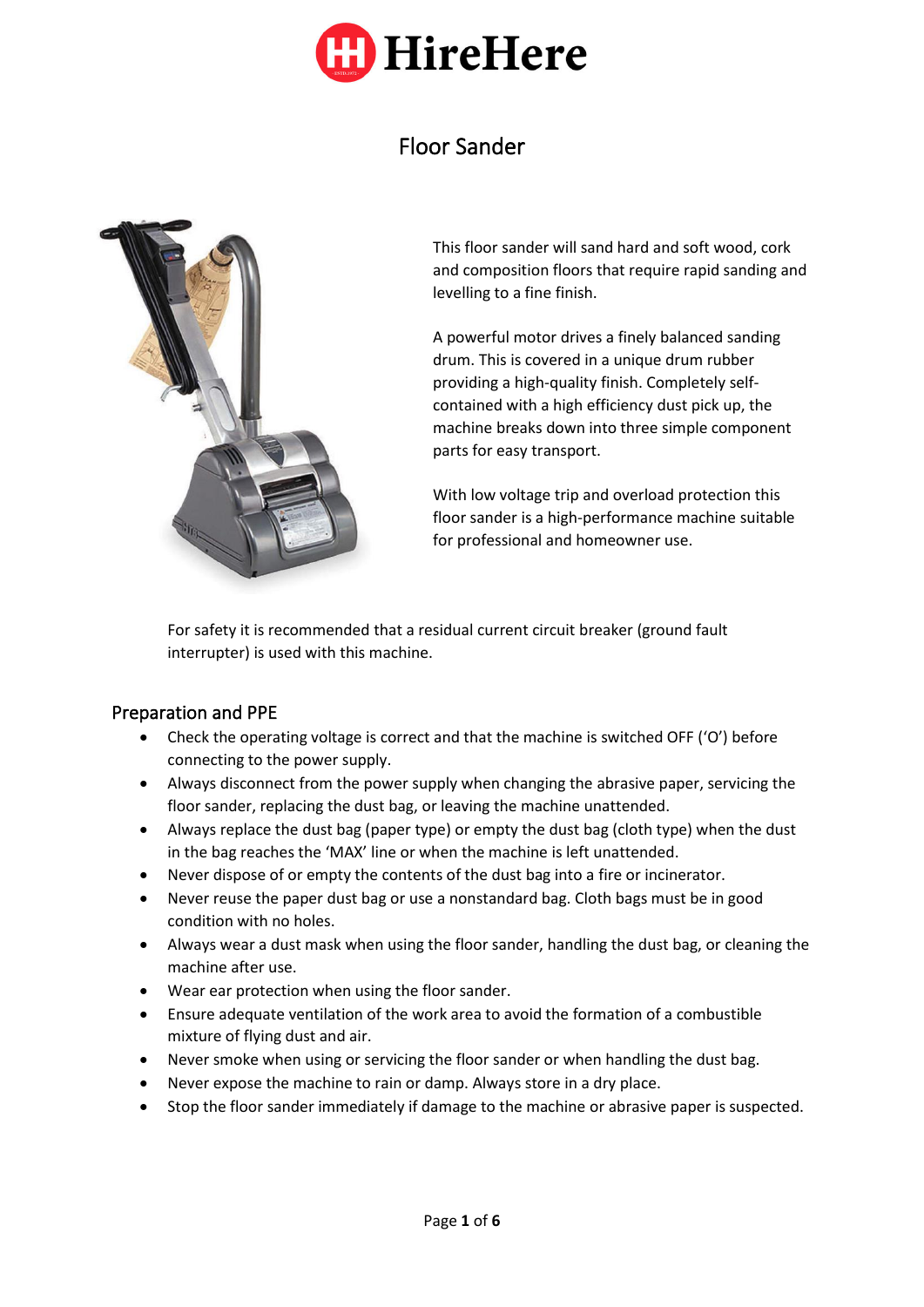HireHere

# Floor Sander

This floor sander will sand hard and soft wood, cork and composition floors that require rapid sanding and levelling to a fine finish.

A powerful motor drives a finely balanced sanding drum. This is covered in a unique drum rubber providing a high-quality finish. Completely self-contained with a high efficiency dust pick up, the machine breaks down into three simple component parts for easy transport.

With low voltage trip and overload protection this floor sander is a high-performance machine suitable for professional and homeowner use.

For safety it is recommended that a residual current circuit breaker (ground fault interrupter) is used with this machine.

## Preparation and PPE

- Check the operating voltage is correct and that the machine is switched OFF ('O') before connecting to the power supply.
- Always disconnect from the power supply when changing the abrasive paper, servicing the floor sander, replacing the dust bag, or leaving the machine unattended.
- Always replace the dust bag (paper type) or empty the dust bag (cloth type) when the dust in the bag reaches the 'MAX' line or when the machine is left unattended.
- Never dispose of or empty the contents of the dust bag into a fire or incinerator.
- Never reuse the paper dust bag or use a nonstandard bag. Cloth bags must be in good condition with no holes.
- Always wear a dust mask when using the floor sander, handling the dust bag, or cleaning the machine after use.
- Wear ear protection when using the floor sander.
- Ensure adequate ventilation of the work area to avoid the formation of a combustible mixture of flying dust and air.
- Never smoke when using or servicing the floor sander or when handling the dust bag.
- Never expose the machine to rain or damp. Always store in a dry place.
- Stop the floor sander immediately if damage to the machine or abrasive paper is suspected.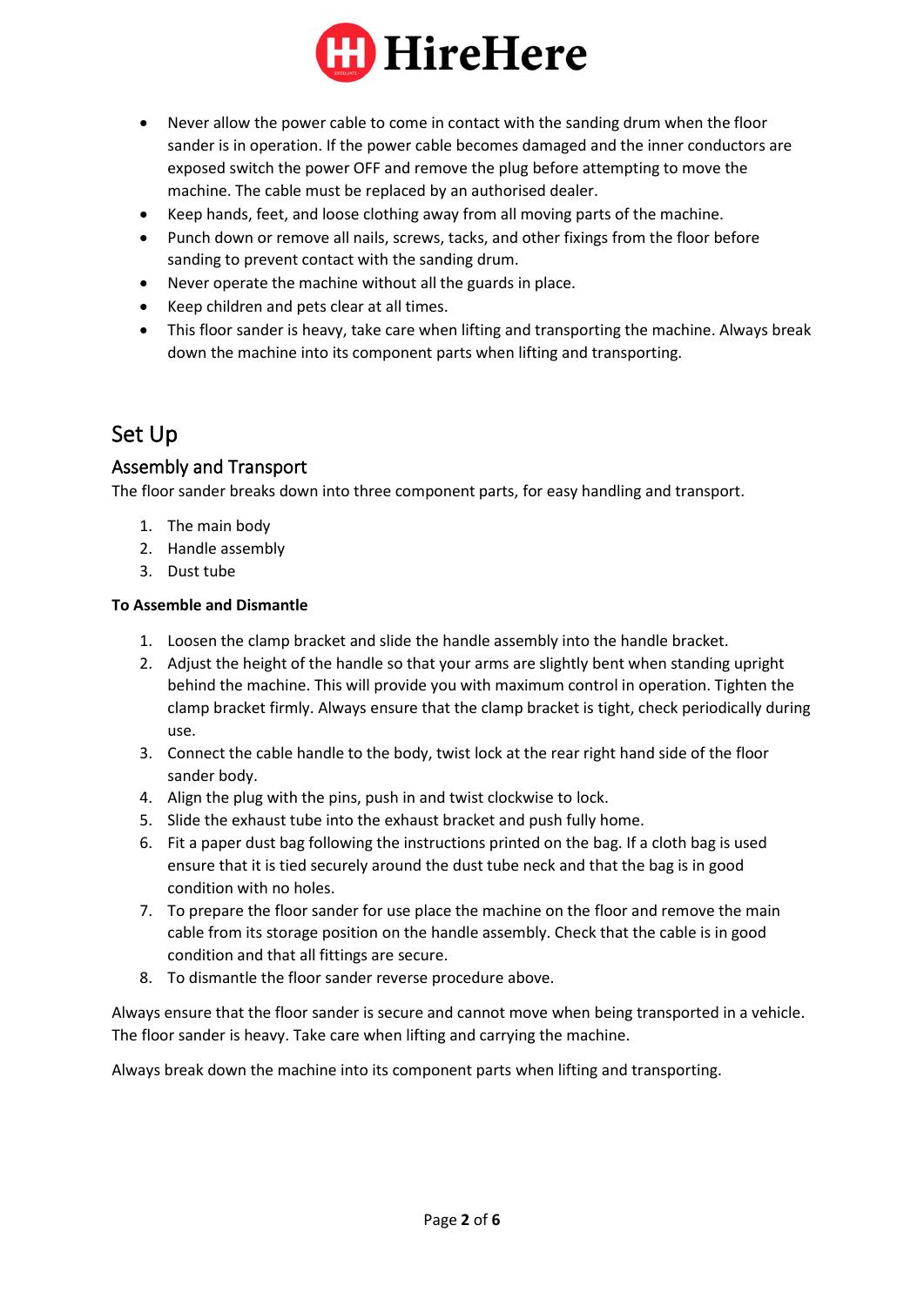- Never allow the power cable to come in contact with the sanding drum when the floor sander is in operation. If the power cable becomes damaged and the inner conductors are exposed switch the power OFF and remove the plug before attempting to move the machine. The cable must be replaced by an authorised dealer.
- Keep hands, feet, and loose clothing away from all moving parts of the machine.
- Punch down or remove all nails, screws, tacks, and other fixings from the floor before sanding to prevent contact with the sanding drum.
- Never operate the machine without all the guards in place.
- Keep children and pets clear at all times.
- This floor sander is heavy, take care when lifting and transporting the machine. Always break down the machine into its component parts when lifting and transporting.

# Set Up

## Assembly and Transport

The floor sander breaks down into three component parts, for easy handling and transport.

1. The main body
2. Handle assembly
3. Dust tube

**To Assemble and Dismantle**

1. Loosen the clamp bracket and slide the handle assembly into the handle bracket.
2. Adjust the height of the handle so that your arms are slightly bent when standing upright behind the machine. This will provide you with maximum control in operation. Tighten the clamp bracket firmly. Always ensure that the clamp bracket is tight, check periodically during use.
3. Connect the cable handle to the body, twist lock at the rear right hand side of the floor sander body.
4. Align the plug with the pins, push in and twist clockwise to lock.
5. Slide the exhaust tube into the exhaust bracket and push fully home.
6. Fit a paper dust bag following the instructions printed on the bag. If a cloth bag is used ensure that it is tied securely around the dust tube neck and that the bag is in good condition with no holes.
7. To prepare the floor sander for use place the machine on the floor and remove the main cable from its storage position on the handle assembly. Check that the cable is in good condition and that all fittings are secure.
8. To dismantle the floor sander reverse procedure above.

Always ensure that the floor sander is secure and cannot move when being transported in a vehicle. The floor sander is heavy. Take care when lifting and carrying the machine.

Always break down the machine into its component parts when lifting and transporting.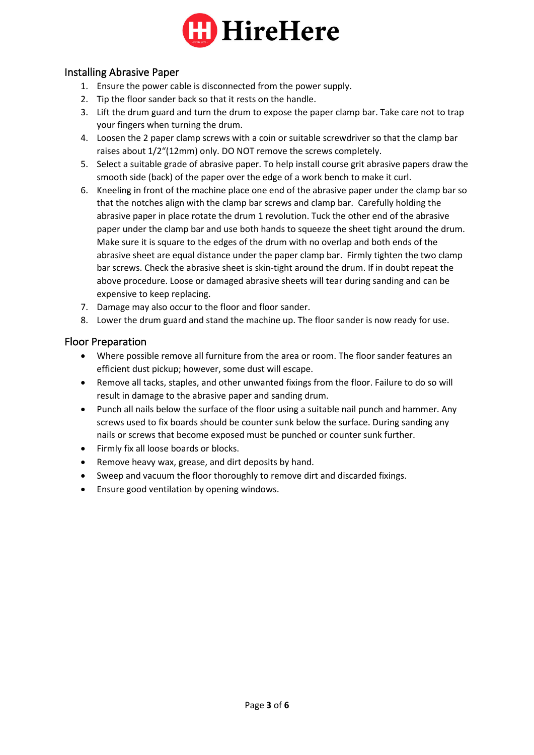## Installing Abrasive Paper

1. Ensure the power cable is disconnected from the power supply.
2. Tip the floor sander back so that it rests on the handle.
3. Lift the drum guard and turn the drum to expose the paper clamp bar. Take care not to trap your fingers when turning the drum.
4. Loosen the 2 paper clamp screws with a coin or suitable screwdriver so that the clamp bar raises about 1/2"(12mm) only. DO NOT remove the screws completely.
5. Select a suitable grade of abrasive paper. To help install course grit abrasive papers draw the smooth side (back) of the paper over the edge of a work bench to make it curl.
6. Kneeling in front of the machine place one end of the abrasive paper under the clamp bar so that the notches align with the clamp bar screws and clamp bar. Carefully holding the abrasive paper in place rotate the drum 1 revolution. Tuck the other end of the abrasive paper under the clamp bar and use both hands to squeeze the sheet tight around the drum. Make sure it is square to the edges of the drum with no overlap and both ends of the abrasive sheet are equal distance under the paper clamp bar. Firmly tighten the two clamp bar screws. Check the abrasive sheet is skin-tight around the drum. If in doubt repeat the above procedure. Loose or damaged abrasive sheets will tear during sanding and can be expensive to keep replacing.
7. Damage may also occur to the floor and floor sander.
8. Lower the drum guard and stand the machine up. The floor sander is now ready for use.

## Floor Preparation

- Where possible remove all furniture from the area or room. The floor sander features an efficient dust pickup; however, some dust will escape.
- Remove all tacks, staples, and other unwanted fixings from the floor. Failure to do so will result in damage to the abrasive paper and sanding drum.
- Punch all nails below the surface of the floor using a suitable nail punch and hammer. Any screws used to fix boards should be counter sunk below the surface. During sanding any nails or screws that become exposed must be punched or counter sunk further.
- Firmly fix all loose boards or blocks.
- Remove heavy wax, grease, and dirt deposits by hand.
- Sweep and vacuum the floor thoroughly to remove dirt and discarded fixings.
- Ensure good ventilation by opening windows.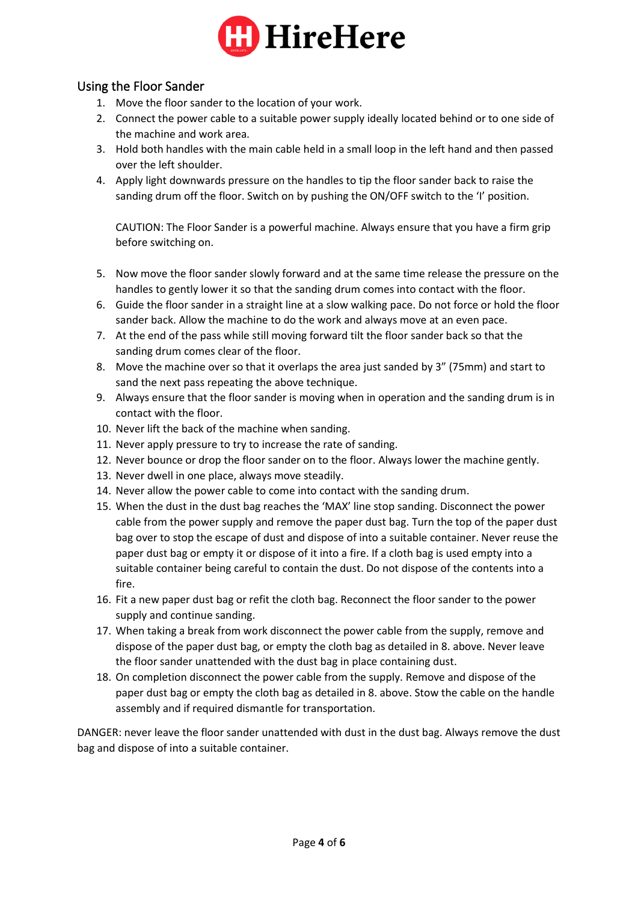## Using the Floor Sander

1. Move the floor sander to the location of your work.
2. Connect the power cable to a suitable power supply ideally located behind or to one side of the machine and work area.
3. Hold both handles with the main cable held in a small loop in the left hand and then passed over the left shoulder.
4. Apply light downwards pressure on the handles to tip the floor sander back to raise the sanding drum off the floor. Switch on by pushing the ON/OFF switch to the 'I' position.

   CAUTION: The Floor Sander is a powerful machine. Always ensure that you have a firm grip before switching on.

5. Now move the floor sander slowly forward and at the same time release the pressure on the handles to gently lower it so that the sanding drum comes into contact with the floor.
6. Guide the floor sander in a straight line at a slow walking pace. Do not force or hold the floor sander back. Allow the machine to do the work and always move at an even pace.
7. At the end of the pass while still moving forward tilt the floor sander back so that the sanding drum comes clear of the floor.
8. Move the machine over so that it overlaps the area just sanded by 3" (75mm) and start to sand the next pass repeating the above technique.
9. Always ensure that the floor sander is moving when in operation and the sanding drum is in contact with the floor.
10. Never lift the back of the machine when sanding.
11. Never apply pressure to try to increase the rate of sanding.
12. Never bounce or drop the floor sander on to the floor. Always lower the machine gently.
13. Never dwell in one place, always move steadily.
14. Never allow the power cable to come into contact with the sanding drum.
15. When the dust in the dust bag reaches the 'MAX' line stop sanding. Disconnect the power cable from the power supply and remove the paper dust bag. Turn the top of the paper dust bag over to stop the escape of dust and dispose of into a suitable container. Never reuse the paper dust bag or empty it or dispose of it into a fire. If a cloth bag is used empty into a suitable container being careful to contain the dust. Do not dispose of the contents into a fire.
16. Fit a new paper dust bag or refit the cloth bag. Reconnect the floor sander to the power supply and continue sanding.
17. When taking a break from work disconnect the power cable from the supply, remove and dispose of the paper dust bag, or empty the cloth bag as detailed in 8. above. Never leave the floor sander unattended with the dust bag in place containing dust.
18. On completion disconnect the power cable from the supply. Remove and dispose of the paper dust bag or empty the cloth bag as detailed in 8. above. Stow the cable on the handle assembly and if required dismantle for transportation.

DANGER: never leave the floor sander unattended with dust in the dust bag. Always remove the dust bag and dispose of into a suitable container.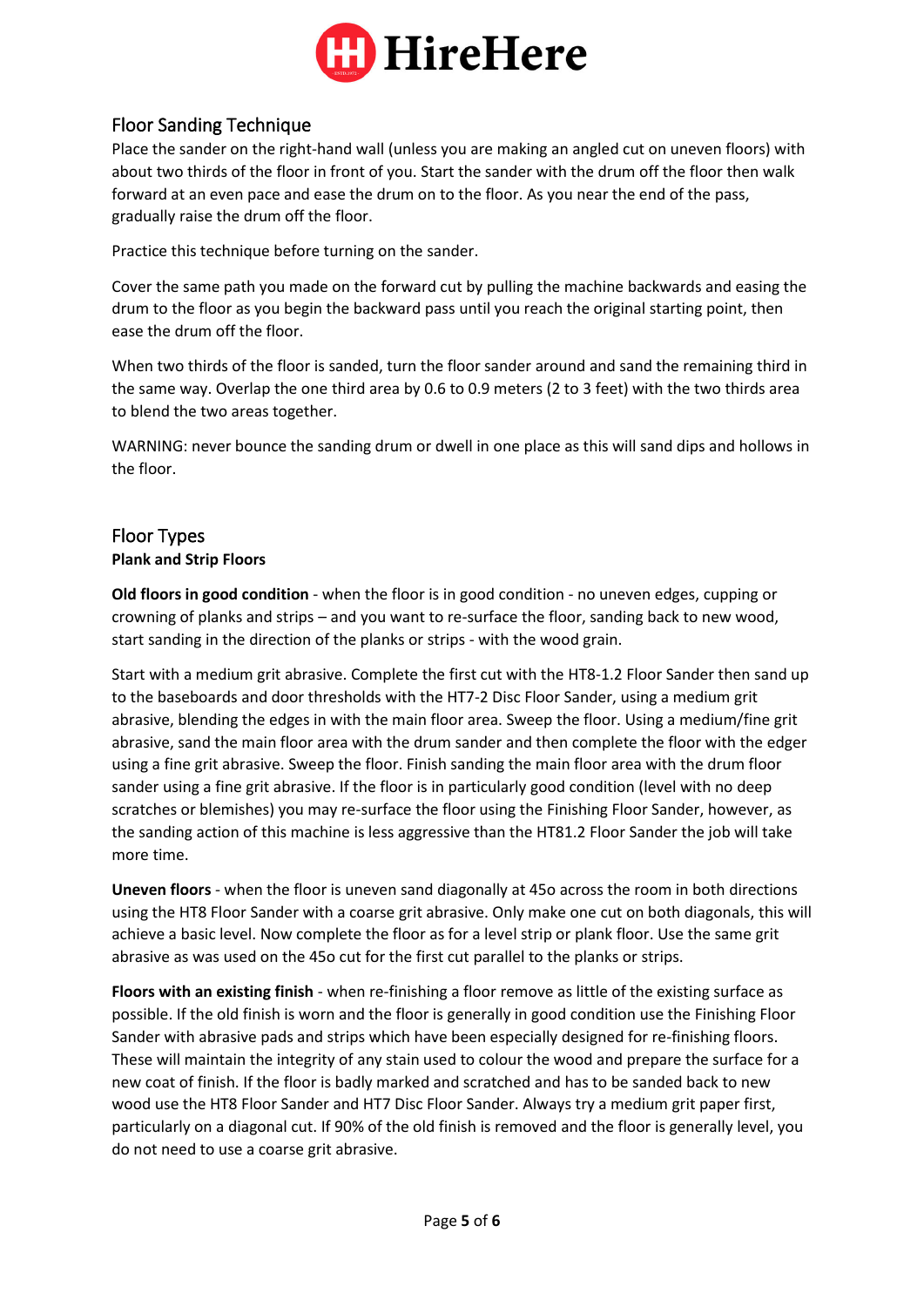## Floor Sanding Technique

Place the sander on the right-hand wall (unless you are making an angled cut on uneven floors) with about two thirds of the floor in front of you. Start the sander with the drum off the floor then walk forward at an even pace and ease the drum on to the floor. As you near the end of the pass, gradually raise the drum off the floor.

Practice this technique before turning on the sander.

Cover the same path you made on the forward cut by pulling the machine backwards and easing the drum to the floor as you begin the backward pass until you reach the original starting point, then ease the drum off the floor.

When two thirds of the floor is sanded, turn the floor sander around and sand the remaining third in the same way. Overlap the one third area by 0.6 to 0.9 meters (2 to 3 feet) with the two thirds area to blend the two areas together.

WARNING: never bounce the sanding drum or dwell in one place as this will sand dips and hollows in the floor.

## Floor Types

**Plank and Strip Floors**

**Old floors in good condition** - when the floor is in good condition - no uneven edges, cupping or crowning of planks and strips – and you want to re-surface the floor, sanding back to new wood, start sanding in the direction of the planks or strips - with the wood grain.

Start with a medium grit abrasive. Complete the first cut with the HT8-1.2 Floor Sander then sand up to the baseboards and door thresholds with the HT7-2 Disc Floor Sander, using a medium grit abrasive, blending the edges in with the main floor area. Sweep the floor. Using a medium/fine grit abrasive, sand the main floor area with the drum sander and then complete the floor with the edger using a fine grit abrasive. Sweep the floor. Finish sanding the main floor area with the drum floor sander using a fine grit abrasive. If the floor is in particularly good condition (level with no deep scratches or blemishes) you may re-surface the floor using the Finishing Floor Sander, however, as the sanding action of this machine is less aggressive than the HT81.2 Floor Sander the job will take more time.

**Uneven floors** - when the floor is uneven sand diagonally at 45o across the room in both directions using the HT8 Floor Sander with a coarse grit abrasive. Only make one cut on both diagonals, this will achieve a basic level. Now complete the floor as for a level strip or plank floor. Use the same grit abrasive as was used on the 45o cut for the first cut parallel to the planks or strips.

**Floors with an existing finish** - when re-finishing a floor remove as little of the existing surface as possible. If the old finish is worn and the floor is generally in good condition use the Finishing Floor Sander with abrasive pads and strips which have been especially designed for re-finishing floors. These will maintain the integrity of any stain used to colour the wood and prepare the surface for a new coat of finish. If the floor is badly marked and scratched and has to be sanded back to new wood use the HT8 Floor Sander and HT7 Disc Floor Sander. Always try a medium grit paper first, particularly on a diagonal cut. If 90% of the old finish is removed and the floor is generally level, you do not need to use a coarse grit abrasive.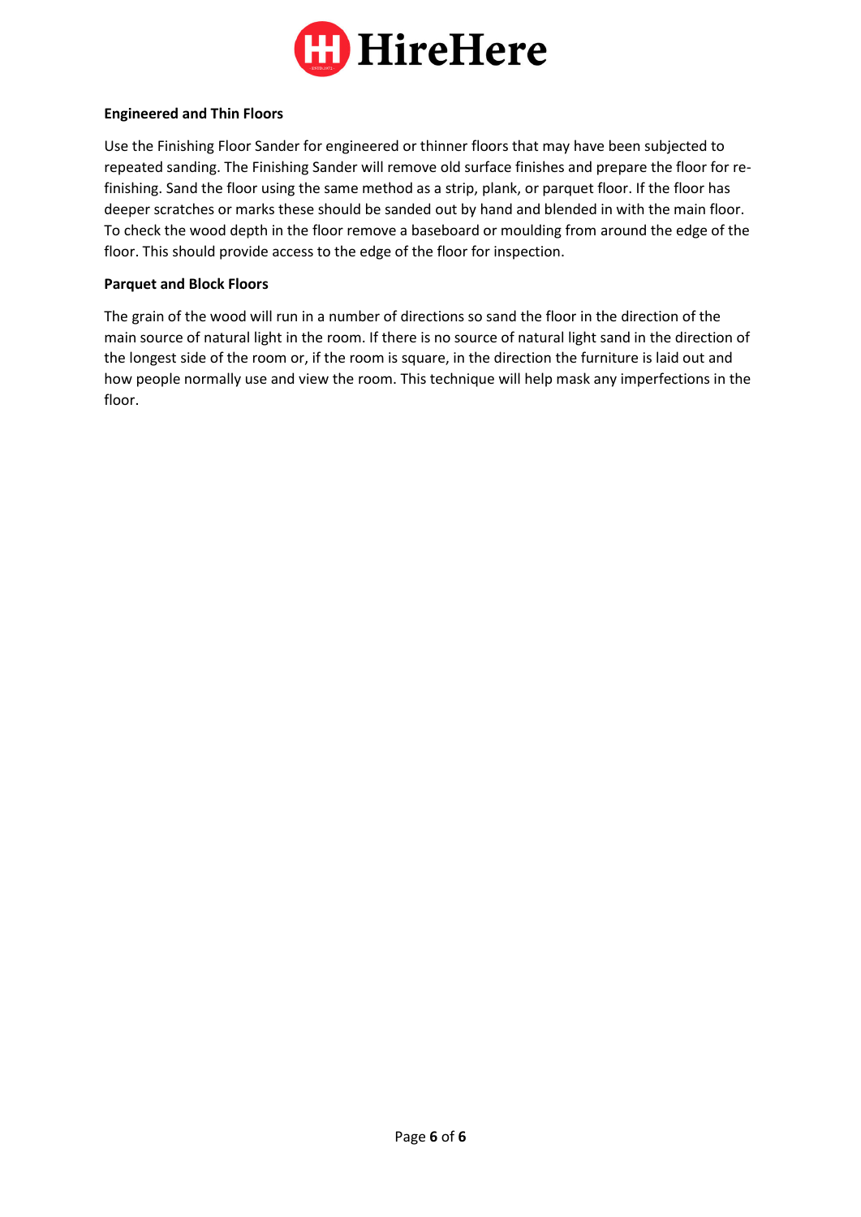**Engineered and Thin Floors**

Use the Finishing Floor Sander for engineered or thinner floors that may have been subjected to repeated sanding. The Finishing Sander will remove old surface finishes and prepare the floor for re-finishing. Sand the floor using the same method as a strip, plank, or parquet floor. If the floor has deeper scratches or marks these should be sanded out by hand and blended in with the main floor. To check the wood depth in the floor remove a baseboard or moulding from around the edge of the floor. This should provide access to the edge of the floor for inspection.

**Parquet and Block Floors**

The grain of the wood will run in a number of directions so sand the floor in the direction of the main source of natural light in the room. If there is no source of natural light sand in the direction of the longest side of the room or, if the room is square, in the direction the furniture is laid out and how people normally use and view the room. This technique will help mask any imperfections in the floor.